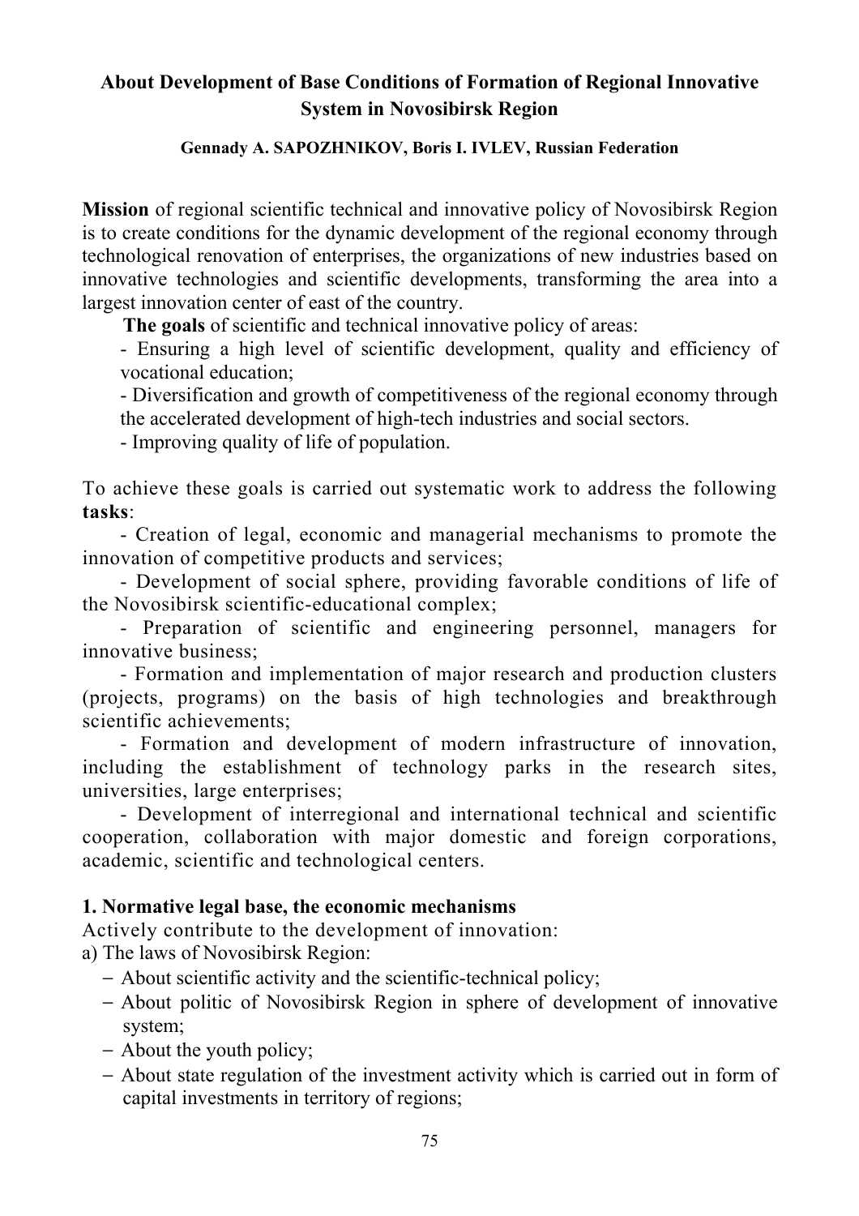# About Development of Base Conditions of Formation of Regional Innovative System in Novosibirsk Region

**Gennady A. SAPOZHNIKOV, Boris I. IVLEV, Russian Federation**

**Mission** of regional scientific technical and innovative policy of Novosibirsk Region is to create conditions for the dynamic development of the regional economy through technological renovation of enterprises, the organizations of new industries based on innovative technologies and scientific developments, transforming the area into a largest innovation center of east of the country.

**The goals** of scientific and technical innovative policy of areas:

- Ensuring a high level of scientific development, quality and efficiency of vocational education;
- Diversification and growth of competitiveness of the regional economy through the accelerated development of high-tech industries and social sectors.
- Improving quality of life of population.

To achieve these goals is carried out systematic work to address the following **tasks**:

- Creation of legal, economic and managerial mechanisms to promote the innovation of competitive products and services;
- Development of social sphere, providing favorable conditions of life of the Novosibirsk scientific-educational complex;
- Preparation of scientific and engineering personnel, managers for innovative business;
- Formation and implementation of major research and production clusters (projects, programs) on the basis of high technologies and breakthrough scientific achievements;
- Formation and development of modern infrastructure of innovation, including the establishment of technology parks in the research sites, universities, large enterprises;
- Development of interregional and international technical and scientific cooperation, collaboration with major domestic and foreign corporations, academic, scientific and technological centers.

## 1. Normative legal base, the economic mechanisms

Actively contribute to the development of innovation:

a) The laws of Novosibirsk Region:

- About scientific activity and the scientific-technical policy;
- About politic of Novosibirsk Region in sphere of development of innovative system;
- About the youth policy;
- About state regulation of the investment activity which is carried out in form of capital investments in territory of regions;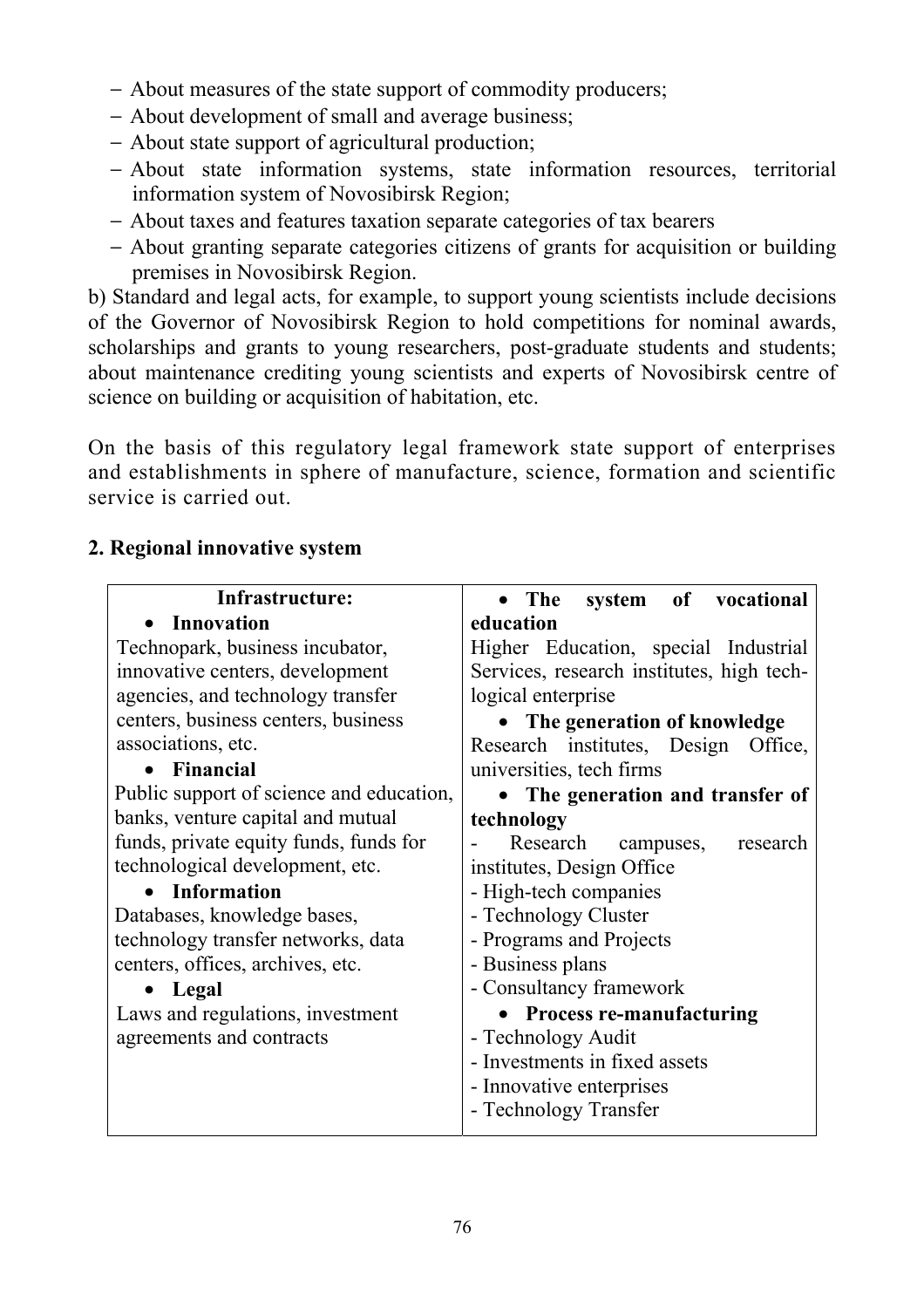- About measures of the state support of commodity producers;
- About development of small and average business;
- About state support of agricultural production;
- About state information systems, state information resources, territorial information system of Novosibirsk Region;
- About taxes and features taxation separate categories of tax bearers
- About granting separate categories citizens of grants for acquisition or building premises in Novosibirsk Region.

b) Standard and legal acts, for example, to support young scientists include decisions of the Governor of Novosibirsk Region to hold competitions for nominal awards, scholarships and grants to young researchers, post-graduate students and students; about maintenance crediting young scientists and experts of Novosibirsk centre of science on building or acquisition of habitation, etc.

On the basis of this regulatory legal framework state support of enterprises and establishments in sphere of manufacture, science, formation and scientific service is carried out.

**2. Regional innovative system**

| **Infrastructure:** | • **The system of vocational education** |
|---|---|
| • **Innovation**<br>Technopark, business incubator, innovative centers, development agencies, and technology transfer centers, business centers, business associations, etc.<br>• **Financial**<br>Public support of science and education, banks, venture capital and mutual funds, private equity funds, funds for technological development, etc.<br>• **Information**<br>Databases, knowledge bases, technology transfer networks, data centers, offices, archives, etc.<br>• **Legal**<br>Laws and regulations, investment agreements and contracts | Higher Education, special Industrial Services, research institutes, high tech-logical enterprise<br>• **The generation of knowledge**<br>Research institutes, Design Office, universities, tech firms<br>• **The generation and transfer of technology**<br>- Research campuses, research institutes, Design Office<br>- High-tech companies<br>- Technology Cluster<br>- Programs and Projects<br>- Business plans<br>- Consultancy framework<br>• **Process re-manufacturing**<br>- Technology Audit<br>- Investments in fixed assets<br>- Innovative enterprises<br>- Technology Transfer |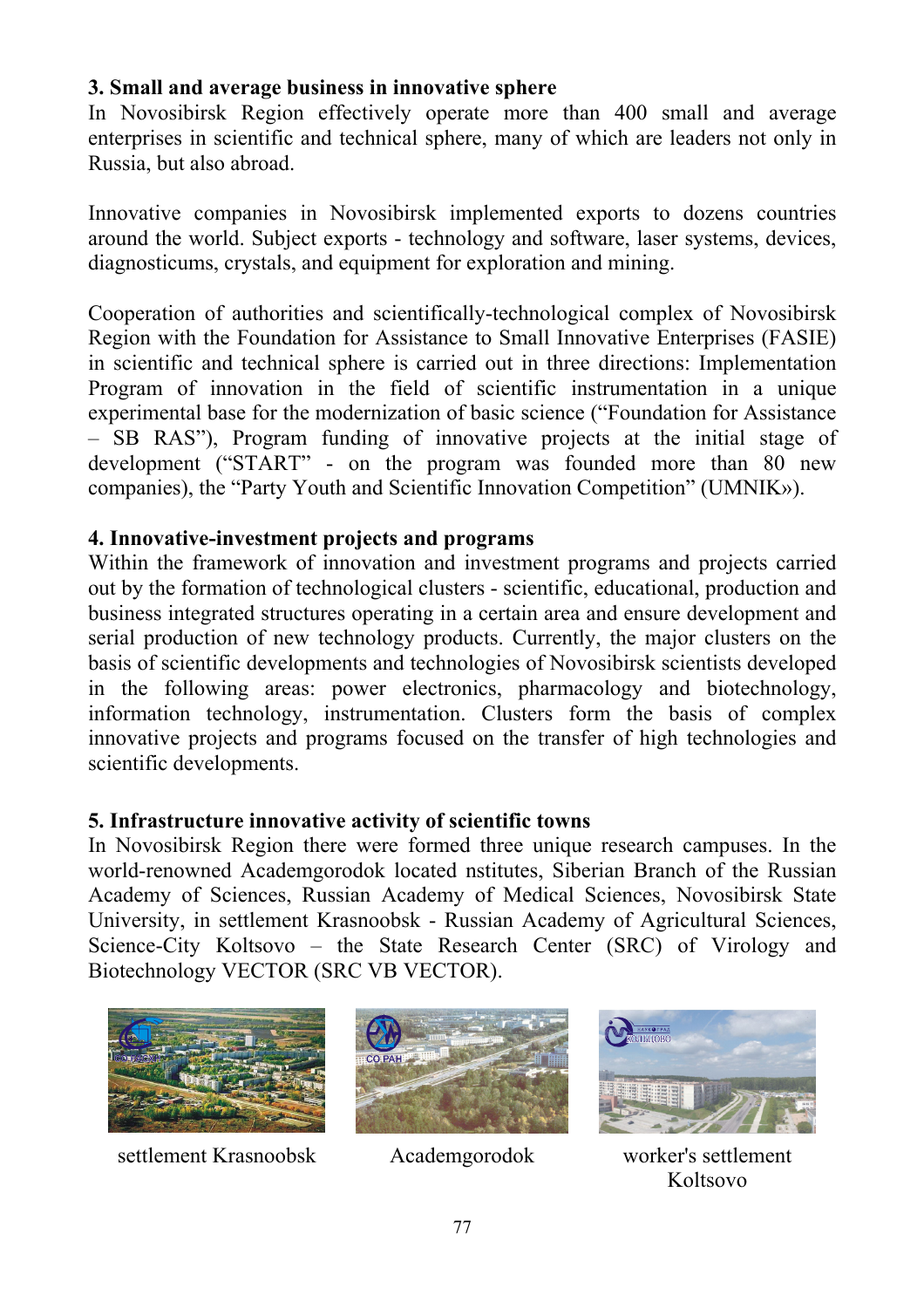**3. Small and average business in innovative sphere**

In Novosibirsk Region effectively operate more than 400 small and average enterprises in scientific and technical sphere, many of which are leaders not only in Russia, but also abroad.

Innovative companies in Novosibirsk implemented exports to dozens countries around the world. Subject exports - technology and software, laser systems, devices, diagnosticums, crystals, and equipment for exploration and mining.

Cooperation of authorities and scientifically-technological complex of Novosibirsk Region with the Foundation for Assistance to Small Innovative Enterprises (FASIE) in scientific and technical sphere is carried out in three directions: Implementation Program of innovation in the field of scientific instrumentation in a unique experimental base for the modernization of basic science ("Foundation for Assistance – SB RAS"), Program funding of innovative projects at the initial stage of development ("START" - on the program was founded more than 80 new companies), the "Party Youth and Scientific Innovation Competition" (UMNIK»).

**4. Innovative-investment projects and programs**

Within the framework of innovation and investment programs and projects carried out by the formation of technological clusters - scientific, educational, production and business integrated structures operating in a certain area and ensure development and serial production of new technology products. Currently, the major clusters on the basis of scientific developments and technologies of Novosibirsk scientists developed in the following areas: power electronics, pharmacology and biotechnology, information technology, instrumentation. Clusters form the basis of complex innovative projects and programs focused on the transfer of high technologies and scientific developments.

**5. Infrastructure innovative activity of scientific towns**

In Novosibirsk Region there were formed three unique research campuses. In the world-renowned Academgorodok located nstitutes, Siberian Branch of the Russian Academy of Sciences, Russian Academy of Medical Sciences, Novosibirsk State University, in settlement Krasnoobsk - Russian Academy of Agricultural Sciences, Science-City Koltsovo – the State Research Center (SRC) of Virology and Biotechnology VECTOR (SRC VB VECTOR).

settlement Krasnoobsk

Academgorodok

worker's settlement Koltsovo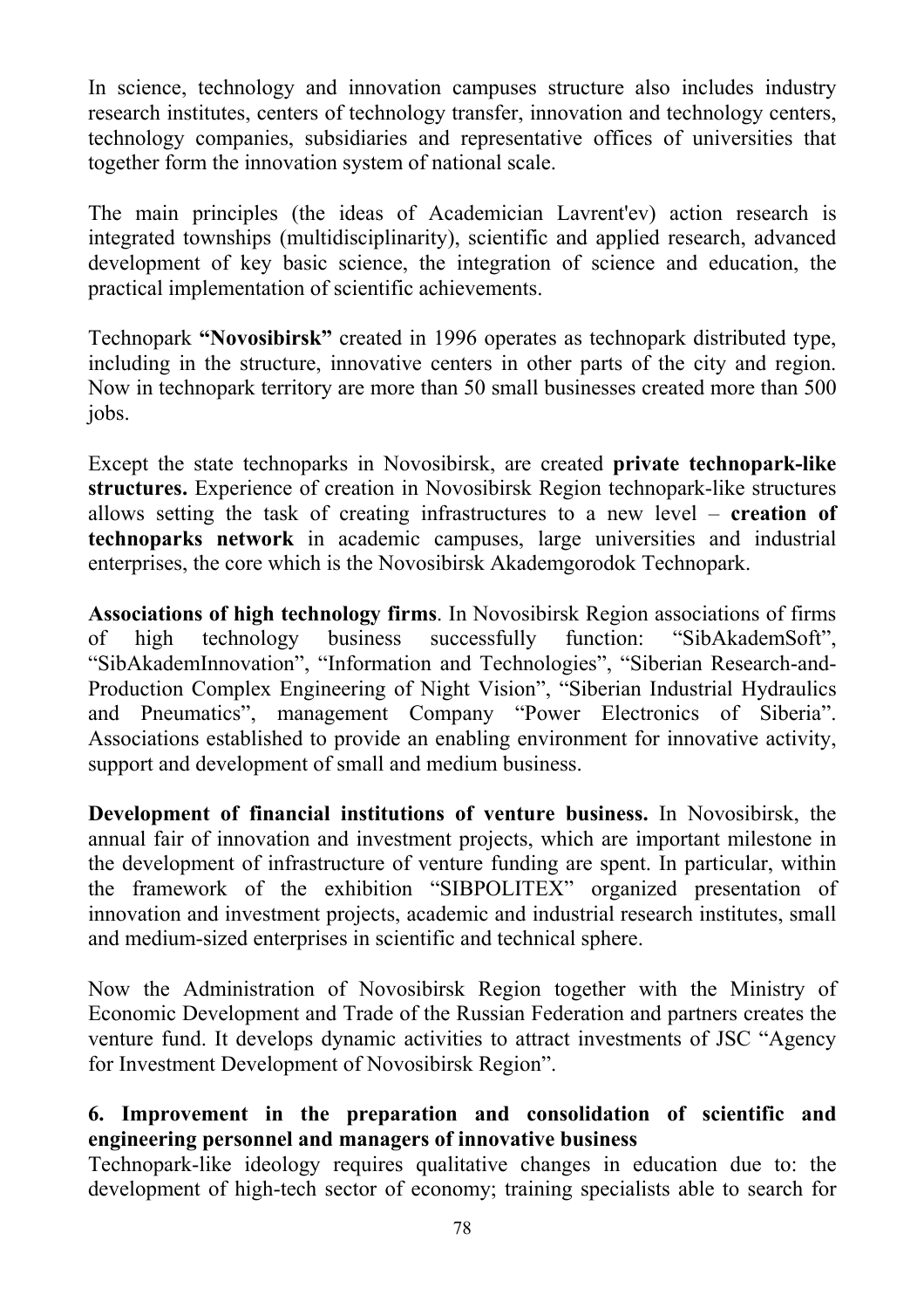In science, technology and innovation campuses structure also includes industry research institutes, centers of technology transfer, innovation and technology centers, technology companies, subsidiaries and representative offices of universities that together form the innovation system of national scale.

The main principles (the ideas of Academician Lavrent'ev) action research is integrated townships (multidisciplinarity), scientific and applied research, advanced development of key basic science, the integration of science and education, the practical implementation of scientific achievements.

Technopark **"Novosibirsk"** created in 1996 operates as technopark distributed type, including in the structure, innovative centers in other parts of the city and region. Now in technopark territory are more than 50 small businesses created more than 500 jobs.

Except the state technoparks in Novosibirsk, are created **private technopark-like structures.** Experience of creation in Novosibirsk Region technopark-like structures allows setting the task of creating infrastructures to a new level – **creation of technoparks network** in academic campuses, large universities and industrial enterprises, the core which is the Novosibirsk Akademgorodok Technopark.

**Associations of high technology firms**. In Novosibirsk Region associations of firms of high technology business successfully function: "SibAkademSoft", "SibAkademInnovation", "Information and Technologies", "Siberian Research-and-Production Complex Engineering of Night Vision", "Siberian Industrial Hydraulics and Pneumatics", management Company "Power Electronics of Siberia". Associations established to provide an enabling environment for innovative activity, support and development of small and medium business.

**Development of financial institutions of venture business.** In Novosibirsk, the annual fair of innovation and investment projects, which are important milestone in the development of infrastructure of venture funding are spent. In particular, within the framework of the exhibition "SIBPOLITEX" organized presentation of innovation and investment projects, academic and industrial research institutes, small and medium-sized enterprises in scientific and technical sphere.

Now the Administration of Novosibirsk Region together with the Ministry of Economic Development and Trade of the Russian Federation and partners creates the venture fund. It develops dynamic activities to attract investments of JSC "Agency for Investment Development of Novosibirsk Region".

### 6. Improvement in the preparation and consolidation of scientific and engineering personnel and managers of innovative business

Technopark-like ideology requires qualitative changes in education due to: the development of high-tech sector of economy; training specialists able to search for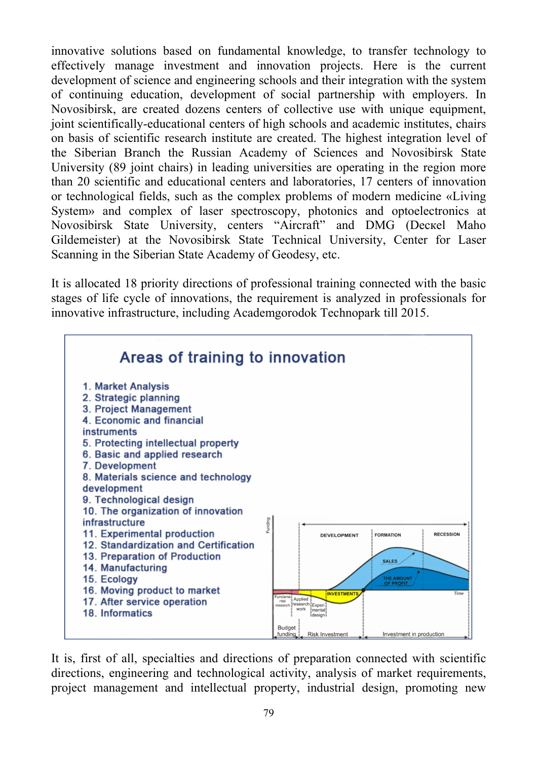innovative solutions based on fundamental knowledge, to transfer technology to effectively manage investment and innovation projects. Here is the current development of science and engineering schools and their integration with the system of continuing education, development of social partnership with employers. In Novosibirsk, are created dozens centers of collective use with unique equipment, joint scientifically-educational centers of high schools and academic institutes, chairs on basis of scientific research institute are created. The highest integration level of the Siberian Branch the Russian Academy of Sciences and Novosibirsk State University (89 joint chairs) in leading universities are operating in the region more than 20 scientific and educational centers and laboratories, 17 centers of innovation or technological fields, such as the complex problems of modern medicine «Living System» and complex of laser spectroscopy, photonics and optoelectronics at Novosibirsk State University, centers "Aircraft" and DMG (Deckel Maho Gildemeister) at the Novosibirsk State Technical University, Center for Laser Scanning in the Siberian State Academy of Geodesy, etc.

It is allocated 18 priority directions of professional training connected with the basic stages of life cycle of innovations, the requirement is analyzed in professionals for innovative infrastructure, including Academgorodok Technopark till 2015.

**Areas of training to innovation**

1. Market Analysis
2. Strategic planning
3. Project Management
4. Economic and financial instruments
5. Protecting intellectual property
6. Basic and applied research
7. Development
8. Materials science and technology development
9. Technological design
10. The organization of innovation infrastructure
11. Experimental production
12. Standardization and Certification
13. Preparation of Production
14. Manufacturing
15. Ecology
16. Moving product to market
17. After service operation
18. Informatics

Funding | DEVELOPMENT | FORMATION | RECESSION | SALES | THE AMOUNT OF PROFIT | INVESTMENTS | Time | Fundamental research | Applied research work | Experimental design | Budget funding | Risk Investment | Investment in production

It is, first of all, specialties and directions of preparation connected with scientific directions, engineering and technological activity, analysis of market requirements, project management and intellectual property, industrial design, promoting new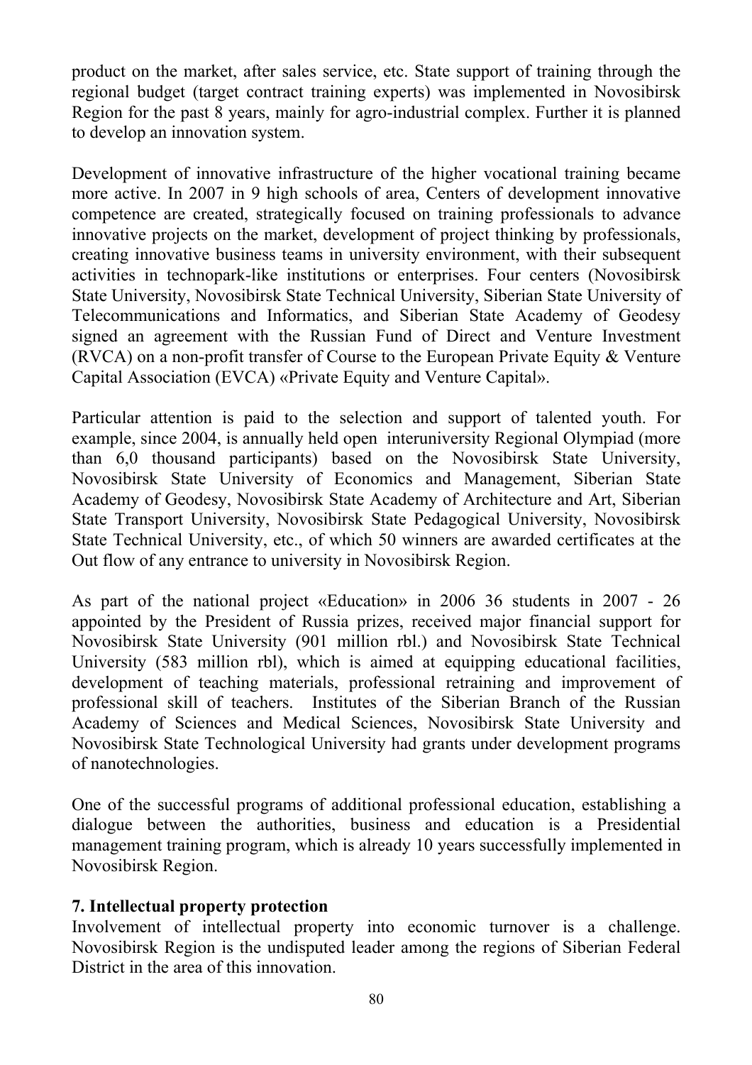product on the market, after sales service, etc. State support of training through the regional budget (target contract training experts) was implemented in Novosibirsk Region for the past 8 years, mainly for agro-industrial complex. Further it is planned to develop an innovation system.

Development of innovative infrastructure of the higher vocational training became more active. In 2007 in 9 high schools of area, Centers of development innovative competence are created, strategically focused on training professionals to advance innovative projects on the market, development of project thinking by professionals, creating innovative business teams in university environment, with their subsequent activities in technopark-like institutions or enterprises. Four centers (Novosibirsk State University, Novosibirsk State Technical University, Siberian State University of Telecommunications and Informatics, and Siberian State Academy of Geodesy signed an agreement with the Russian Fund of Direct and Venture Investment (RVCA) on a non-profit transfer of Course to the European Private Equity & Venture Capital Association (EVCA) «Private Equity and Venture Capital».

Particular attention is paid to the selection and support of talented youth. For example, since 2004, is annually held open interuniversity Regional Olympiad (more than 6,0 thousand participants) based on the Novosibirsk State University, Novosibirsk State University of Economics and Management, Siberian State Academy of Geodesy, Novosibirsk State Academy of Architecture and Art, Siberian State Transport University, Novosibirsk State Pedagogical University, Novosibirsk State Technical University, etc., of which 50 winners are awarded certificates at the Out flow of any entrance to university in Novosibirsk Region.

As part of the national project «Education» in 2006 36 students in 2007 - 26 appointed by the President of Russia prizes, received major financial support for Novosibirsk State University (901 million rbl.) and Novosibirsk State Technical University (583 million rbl), which is aimed at equipping educational facilities, development of teaching materials, professional retraining and improvement of professional skill of teachers. Institutes of the Siberian Branch of the Russian Academy of Sciences and Medical Sciences, Novosibirsk State University and Novosibirsk State Technological University had grants under development programs of nanotechnologies.

One of the successful programs of additional professional education, establishing a dialogue between the authorities, business and education is a Presidential management training program, which is already 10 years successfully implemented in Novosibirsk Region.

**7. Intellectual property protection**

Involvement of intellectual property into economic turnover is a challenge. Novosibirsk Region is the undisputed leader among the regions of Siberian Federal District in the area of this innovation.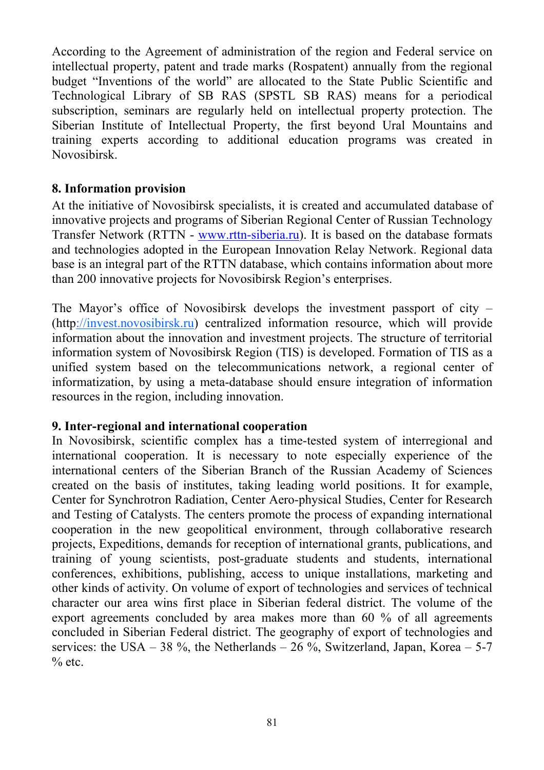According to the Agreement of administration of the region and Federal service on intellectual property, patent and trade marks (Rospatent) annually from the regional budget "Inventions of the world" are allocated to the State Public Scientific and Technological Library of SB RAS (SPSTL SB RAS) means for a periodical subscription, seminars are regularly held on intellectual property protection. The Siberian Institute of Intellectual Property, the first beyond Ural Mountains and training experts according to additional education programs was created in Novosibirsk.

**8. Information provision**

At the initiative of Novosibirsk specialists, it is created and accumulated database of innovative projects and programs of Siberian Regional Center of Russian Technology Transfer Network (RTTN - www.rttn-siberia.ru). It is based on the database formats and technologies adopted in the European Innovation Relay Network. Regional data base is an integral part of the RTTN database, which contains information about more than 200 innovative projects for Novosibirsk Region's enterprises.

The Mayor's office of Novosibirsk develops the investment passport of city – (http://invest.novosibirsk.ru) centralized information resource, which will provide information about the innovation and investment projects. The structure of territorial information system of Novosibirsk Region (TIS) is developed. Formation of TIS as a unified system based on the telecommunications network, a regional center of informatization, by using a meta-database should ensure integration of information resources in the region, including innovation.

**9. Inter-regional and international cooperation**

In Novosibirsk, scientific complex has a time-tested system of interregional and international cooperation. It is necessary to note especially experience of the international centers of the Siberian Branch of the Russian Academy of Sciences created on the basis of institutes, taking leading world positions. It for example, Center for Synchrotron Radiation, Center Aero-physical Studies, Center for Research and Testing of Catalysts. The centers promote the process of expanding international cooperation in the new geopolitical environment, through collaborative research projects, Expeditions, demands for reception of international grants, publications, and training of young scientists, post-graduate students and students, international conferences, exhibitions, publishing, access to unique installations, marketing and other kinds of activity. On volume of export of technologies and services of technical character our area wins first place in Siberian federal district. The volume of the export agreements concluded by area makes more than 60 % of all agreements concluded in Siberian Federal district. The geography of export of technologies and services: the USA – 38 %, the Netherlands – 26 %, Switzerland, Japan, Korea – 5-7 % etc.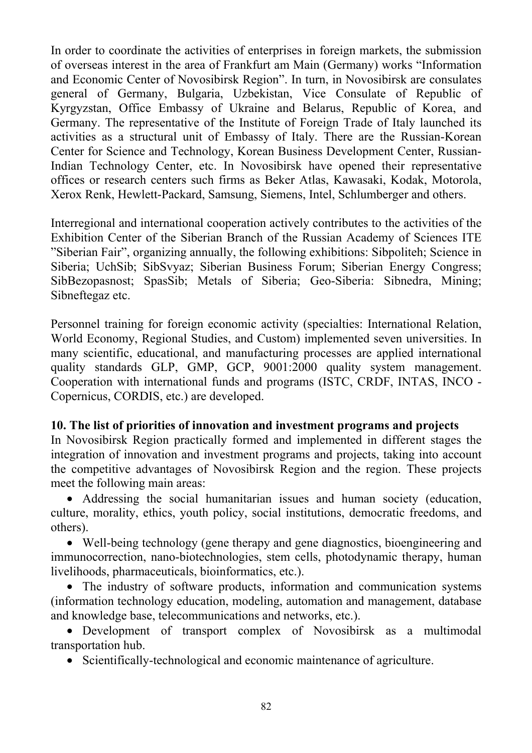In order to coordinate the activities of enterprises in foreign markets, the submission of overseas interest in the area of Frankfurt am Main (Germany) works "Information and Economic Center of Novosibirsk Region". In turn, in Novosibirsk are consulates general of Germany, Bulgaria, Uzbekistan, Vice Consulate of Republic of Kyrgyzstan, Office Embassy of Ukraine and Belarus, Republic of Korea, and Germany. The representative of the Institute of Foreign Trade of Italy launched its activities as a structural unit of Embassy of Italy. There are the Russian-Korean Center for Science and Technology, Korean Business Development Center, Russian-Indian Technology Center, etc. In Novosibirsk have opened their representative offices or research centers such firms as Beker Atlas, Kawasaki, Kodak, Motorola, Xerox Renk, Hewlett-Packard, Samsung, Siemens, Intel, Schlumberger and others.

Interregional and international cooperation actively contributes to the activities of the Exhibition Center of the Siberian Branch of the Russian Academy of Sciences ITE "Siberian Fair", organizing annually, the following exhibitions: Sibpoliteh; Science in Siberia; UchSib; SibSvyaz; Siberian Business Forum; Siberian Energy Congress; SibBezopasnost; SpasSib; Metals of Siberia; Geo-Siberia: Sibnedra, Mining; Sibneftegaz etc.

Personnel training for foreign economic activity (specialties: International Relation, World Economy, Regional Studies, and Custom) implemented seven universities. In many scientific, educational, and manufacturing processes are applied international quality standards GLP, GMP, GCP, 9001:2000 quality system management. Cooperation with international funds and programs (ISTC, CRDF, INTAS, INCO - Copernicus, CORDIS, etc.) are developed.

**10. The list of priorities of innovation and investment programs and projects**

In Novosibirsk Region practically formed and implemented in different stages the integration of innovation and investment programs and projects, taking into account the competitive advantages of Novosibirsk Region and the region. These projects meet the following main areas:

- Addressing the social humanitarian issues and human society (education, culture, morality, ethics, youth policy, social institutions, democratic freedoms, and others).
- Well-being technology (gene therapy and gene diagnostics, bioengineering and immunocorrection, nano-biotechnologies, stem cells, photodynamic therapy, human livelihoods, pharmaceuticals, bioinformatics, etc.).
- The industry of software products, information and communication systems (information technology education, modeling, automation and management, database and knowledge base, telecommunications and networks, etc.).
- Development of transport complex of Novosibirsk as a multimodal transportation hub.
- Scientifically-technological and economic maintenance of agriculture.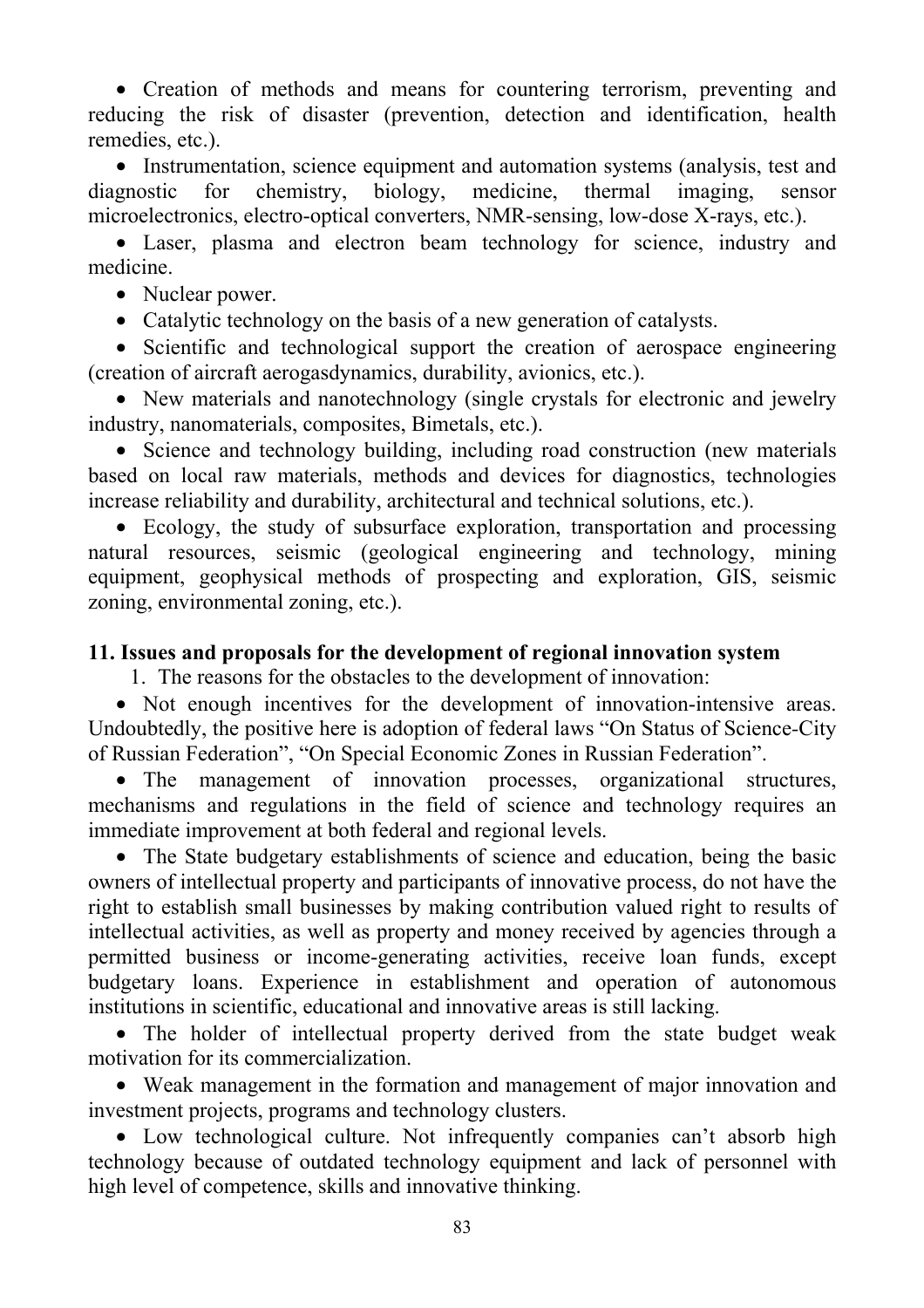- Creation of methods and means for countering terrorism, preventing and reducing the risk of disaster (prevention, detection and identification, health remedies, etc.).
- Instrumentation, science equipment and automation systems (analysis, test and diagnostic for chemistry, biology, medicine, thermal imaging, sensor microelectronics, electro-optical converters, NMR-sensing, low-dose X-rays, etc.).
- Laser, plasma and electron beam technology for science, industry and medicine.
- Nuclear power.
- Catalytic technology on the basis of a new generation of catalysts.
- Scientific and technological support the creation of aerospace engineering (creation of aircraft aerogasdynamics, durability, avionics, etc.).
- New materials and nanotechnology (single crystals for electronic and jewelry industry, nanomaterials, composites, Bimetals, etc.).
- Science and technology building, including road construction (new materials based on local raw materials, methods and devices for diagnostics, technologies increase reliability and durability, architectural and technical solutions, etc.).
- Ecology, the study of subsurface exploration, transportation and processing natural resources, seismic (geological engineering and technology, mining equipment, geophysical methods of prospecting and exploration, GIS, seismic zoning, environmental zoning, etc.).

## 11. Issues and proposals for the development of regional innovation system

1. The reasons for the obstacles to the development of innovation:

- Not enough incentives for the development of innovation-intensive areas. Undoubtedly, the positive here is adoption of federal laws "On Status of Science-City of Russian Federation", "On Special Economic Zones in Russian Federation".
- The management of innovation processes, organizational structures, mechanisms and regulations in the field of science and technology requires an immediate improvement at both federal and regional levels.
- The State budgetary establishments of science and education, being the basic owners of intellectual property and participants of innovative process, do not have the right to establish small businesses by making contribution valued right to results of intellectual activities, as well as property and money received by agencies through a permitted business or income-generating activities, receive loan funds, except budgetary loans. Experience in establishment and operation of autonomous institutions in scientific, educational and innovative areas is still lacking.
- The holder of intellectual property derived from the state budget weak motivation for its commercialization.
- Weak management in the formation and management of major innovation and investment projects, programs and technology clusters.
- Low technological culture. Not infrequently companies can't absorb high technology because of outdated technology equipment and lack of personnel with high level of competence, skills and innovative thinking.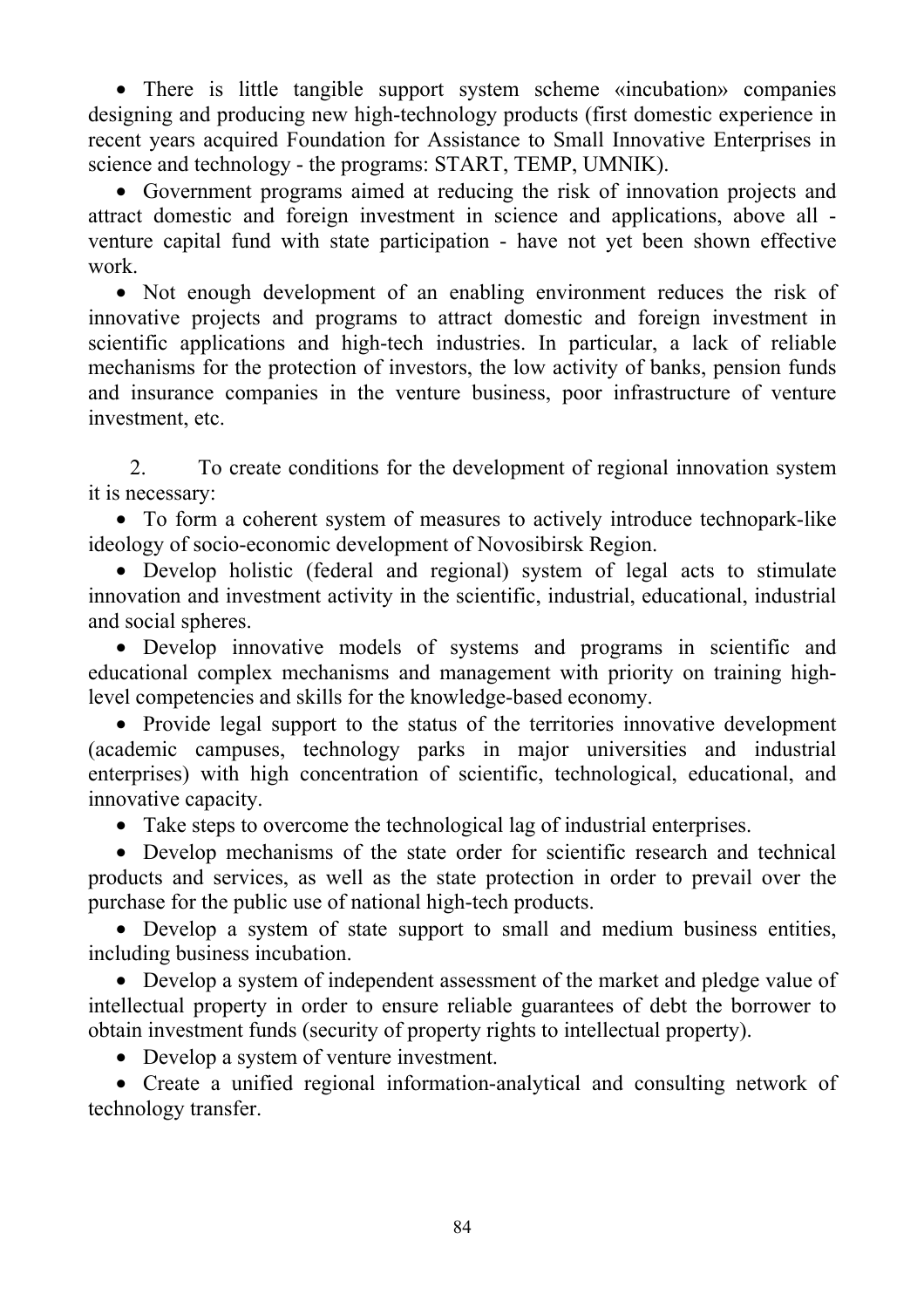- There is little tangible support system scheme «incubation» companies designing and producing new high-technology products (first domestic experience in recent years acquired Foundation for Assistance to Small Innovative Enterprises in science and technology - the programs: START, TEMP, UMNIK).
- Government programs aimed at reducing the risk of innovation projects and attract domestic and foreign investment in science and applications, above all - venture capital fund with state participation - have not yet been shown effective work.
- Not enough development of an enabling environment reduces the risk of innovative projects and programs to attract domestic and foreign investment in scientific applications and high-tech industries. In particular, a lack of reliable mechanisms for the protection of investors, the low activity of banks, pension funds and insurance companies in the venture business, poor infrastructure of venture investment, etc.

2. To create conditions for the development of regional innovation system it is necessary:

- To form a coherent system of measures to actively introduce technopark-like ideology of socio-economic development of Novosibirsk Region.
- Develop holistic (federal and regional) system of legal acts to stimulate innovation and investment activity in the scientific, industrial, educational, industrial and social spheres.
- Develop innovative models of systems and programs in scientific and educational complex mechanisms and management with priority on training high-level competencies and skills for the knowledge-based economy.
- Provide legal support to the status of the territories innovative development (academic campuses, technology parks in major universities and industrial enterprises) with high concentration of scientific, technological, educational, and innovative capacity.
- Take steps to overcome the technological lag of industrial enterprises.
- Develop mechanisms of the state order for scientific research and technical products and services, as well as the state protection in order to prevail over the purchase for the public use of national high-tech products.
- Develop a system of state support to small and medium business entities, including business incubation.
- Develop a system of independent assessment of the market and pledge value of intellectual property in order to ensure reliable guarantees of debt the borrower to obtain investment funds (security of property rights to intellectual property).
- Develop a system of venture investment.
- Create a unified regional information-analytical and consulting network of technology transfer.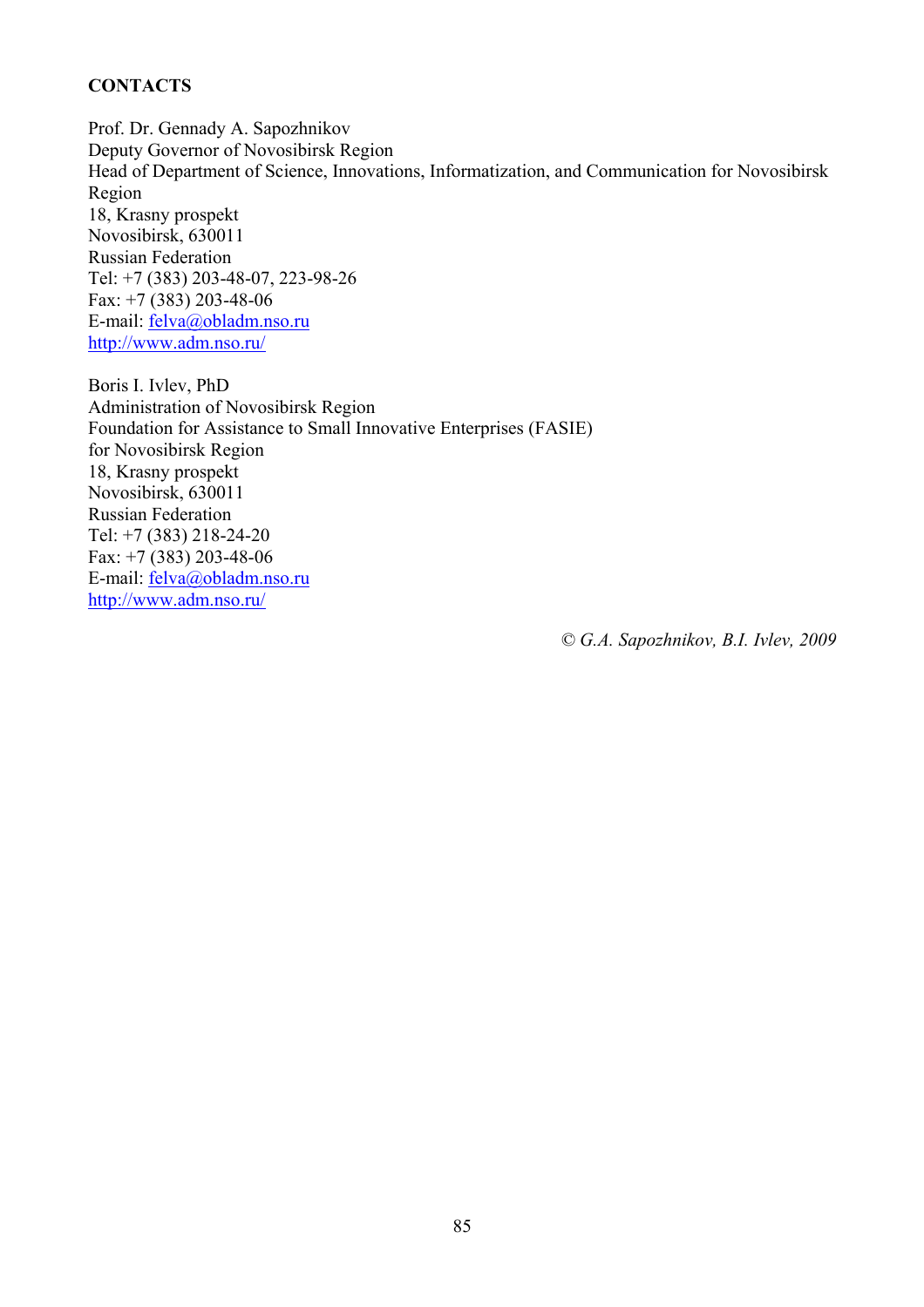**CONTACTS**

Prof. Dr. Gennady A. Sapozhnikov
Deputy Governor of Novosibirsk Region
Head of Department of Science, Innovations, Informatization, and Communication for Novosibirsk Region
18, Krasny prospekt
Novosibirsk, 630011
Russian Federation
Tel: +7 (383) 203-48-07, 223-98-26
Fax: +7 (383) 203-48-06
E-mail: felva@obladm.nso.ru
http://www.adm.nso.ru/

Boris I. Ivlev, PhD
Administration of Novosibirsk Region
Foundation for Assistance to Small Innovative Enterprises (FASIE)
for Novosibirsk Region
18, Krasny prospekt
Novosibirsk, 630011
Russian Federation
Tel: +7 (383) 218-24-20
Fax: +7 (383) 203-48-06
E-mail: felva@obladm.nso.ru
http://www.adm.nso.ru/

*© G.A. Sapozhnikov, B.I. Ivlev, 2009*